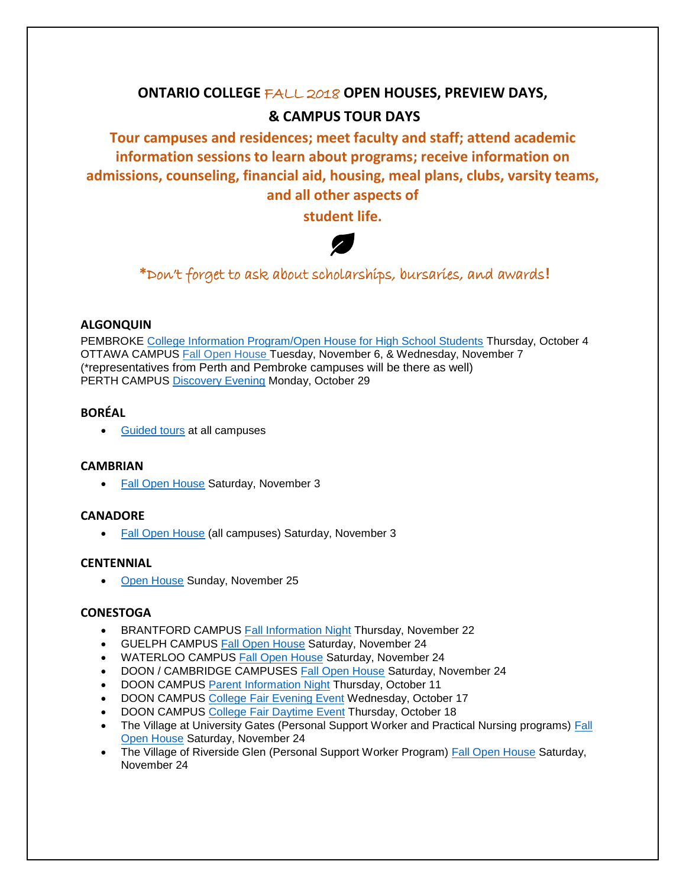# ONTARIO COLLEGE FALL 2018 OPEN HOUSES, PREVIEW DAYS, & CAMPUS TOUR DAYS

**Tour campuses and residences; meet faculty and staff; attend academic information sessions to learn about programs; receive information on admissions, counseling, financial aid, housing, meal plans, clubs, varsity teams, and all other aspects of student life.**

*Don't forget to ask about scholarships, bursaries, and awards!

### ALGONQUIN

PEMBROKE College Information Program/Open House for High School Students Thursday, October 4
OTTAWA CAMPUS Fall Open House Tuesday, November 6, & Wednesday, November 7
(*representatives from Perth and Pembroke campuses will be there as well)
PERTH CAMPUS Discovery Evening Monday, October 29

### BORÉAL

- Guided tours at all campuses

### CAMBRIAN

- Fall Open House Saturday, November 3

### CANADORE

- Fall Open House (all campuses) Saturday, November 3

### CENTENNIAL

- Open House Sunday, November 25

### CONESTOGA

- BRANTFORD CAMPUS Fall Information Night Thursday, November 22
- GUELPH CAMPUS Fall Open House Saturday, November 24
- WATERLOO CAMPUS Fall Open House Saturday, November 24
- DOON / CAMBRIDGE CAMPUSES Fall Open House Saturday, November 24
- DOON CAMPUS Parent Information Night Thursday, October 11
- DOON CAMPUS College Fair Evening Event Wednesday, October 17
- DOON CAMPUS College Fair Daytime Event Thursday, October 18
- The Village at University Gates (Personal Support Worker and Practical Nursing programs) Fall Open House Saturday, November 24
- The Village of Riverside Glen (Personal Support Worker Program) Fall Open House Saturday, November 24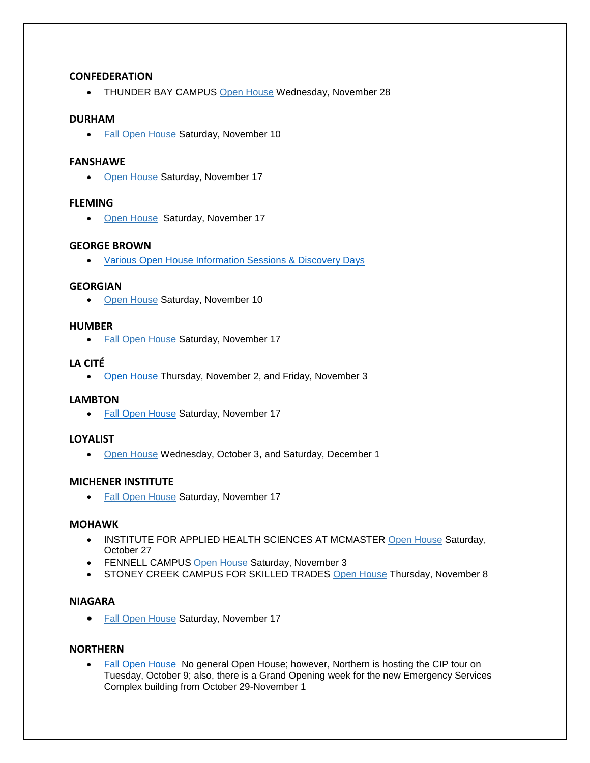**CONFEDERATION**

- THUNDER BAY CAMPUS Open House Wednesday, November 28

**DURHAM**

- Fall Open House Saturday, November 10

**FANSHAWE**

- Open House Saturday, November 17

**FLEMING**

- Open House Saturday, November 17

**GEORGE BROWN**

- Various Open House Information Sessions & Discovery Days

**GEORGIAN**

- Open House Saturday, November 10

**HUMBER**

- Fall Open House Saturday, November 17

**LA CITÉ**

- Open House Thursday, November 2, and Friday, November 3

**LAMBTON**

- Fall Open House Saturday, November 17

**LOYALIST**

- Open House Wednesday, October 3, and Saturday, December 1

**MICHENER INSTITUTE**

- Fall Open House Saturday, November 17

**MOHAWK**

- INSTITUTE FOR APPLIED HEALTH SCIENCES AT MCMASTER Open House Saturday, October 27
- FENNELL CAMPUS Open House Saturday, November 3
- STONEY CREEK CAMPUS FOR SKILLED TRADES Open House Thursday, November 8

**NIAGARA**

- Fall Open House Saturday, November 17

**NORTHERN**

- Fall Open House No general Open House; however, Northern is hosting the CIP tour on Tuesday, October 9; also, there is a Grand Opening week for the new Emergency Services Complex building from October 29-November 1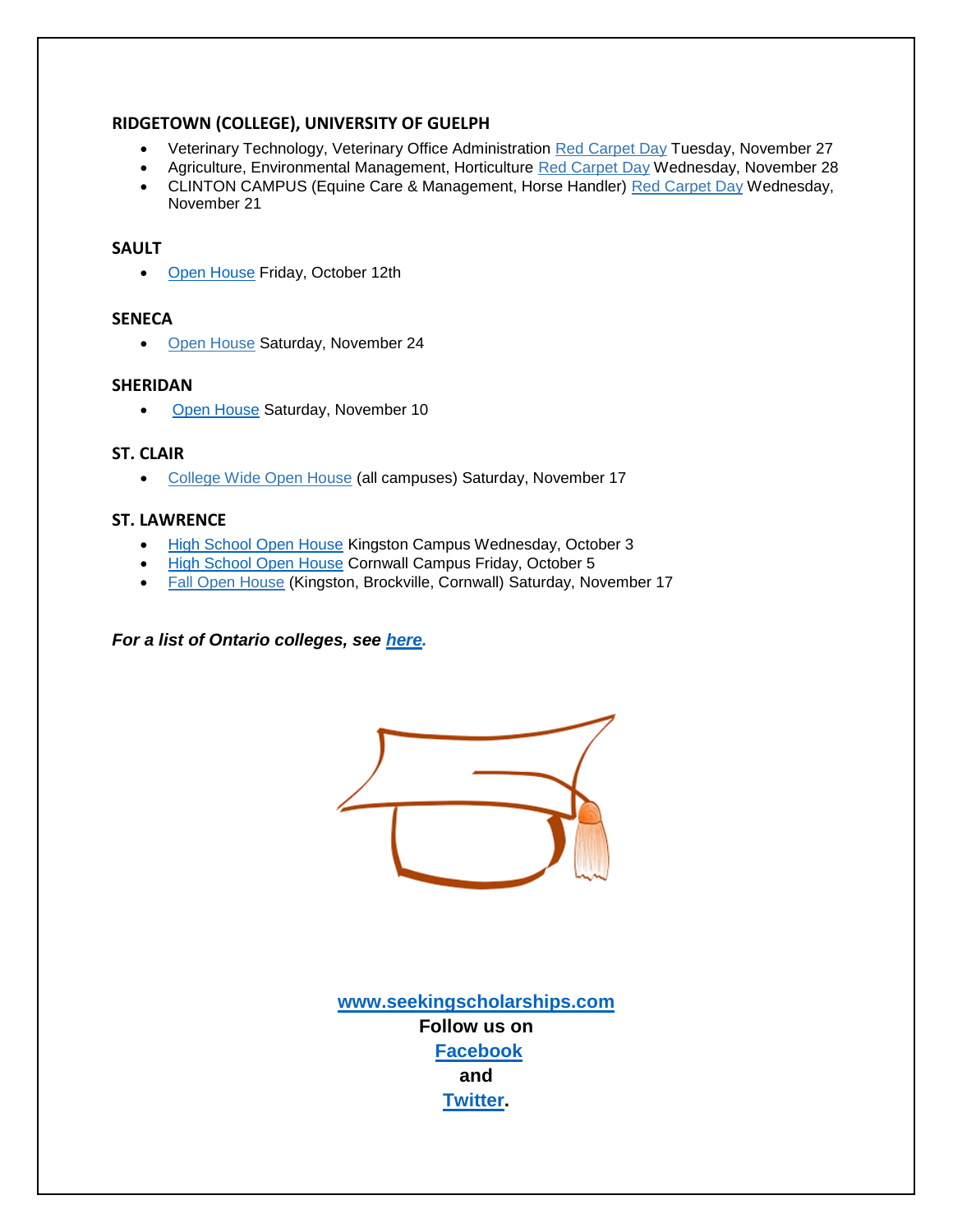## RIDGETOWN (COLLEGE), UNIVERSITY OF GUELPH

- Veterinary Technology, Veterinary Office Administration Red Carpet Day Tuesday, November 27
- Agriculture, Environmental Management, Horticulture Red Carpet Day Wednesday, November 28
- CLINTON CAMPUS (Equine Care & Management, Horse Handler) Red Carpet Day Wednesday, November 21

## SAULT

- Open House Friday, October 12th

## SENECA

- Open House Saturday, November 24

## SHERIDAN

- Open House Saturday, November 10

## ST. CLAIR

- College Wide Open House (all campuses) Saturday, November 17

## ST. LAWRENCE

- High School Open House Kingston Campus Wednesday, October 3
- High School Open House Cornwall Campus Friday, October 5
- Fall Open House (Kingston, Brockville, Cornwall) Saturday, November 17

***For a list of Ontario colleges, see here.***

**www.seekingscholarships.com**
**Follow us on**
**Facebook**
**and**
**Twitter.**